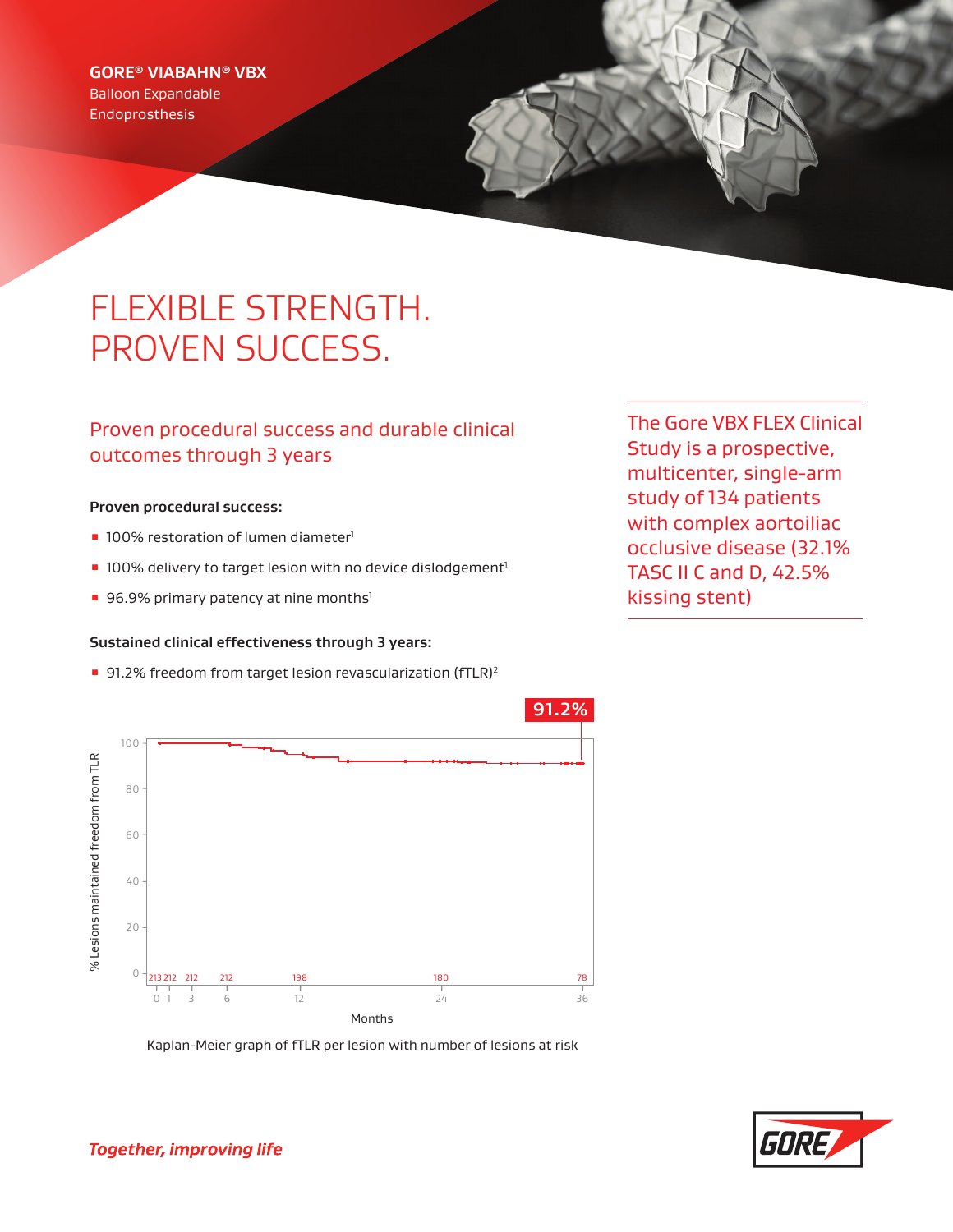**GORE® VIABAHN® VBX**
Balloon Expandable
Endoprosthesis

# FLEXIBLE STRENGTH. PROVEN SUCCESS.

## Proven procedural success and durable clinical outcomes through 3 years

**Proven procedural success:**

- 100% restoration of lumen diameter[1]
- 100% delivery to target lesion with no device dislodgement[1]
- 96.9% primary patency at nine months[1]

**Sustained clinical effectiveness through 3 years:**

- 91.2% freedom from target lesion revascularization (fTLR)[2]

The Gore VBX FLEX Clinical Study is a prospective, multicenter, single-arm study of 134 patients with complex aortoiliac occlusive disease (32.1% TASC II C and D, 42.5% kissing stent)

91.2%

| Months | 0 | 1 | 3 | 6 | 12 | 24 | 36 |
|---|---|---|---|---|---|---|---|
| Lesions at risk | 213 | 212 | 212 | 212 | 198 | 180 | 78 |

Kaplan-Meier graph of fTLR per lesion with number of lesions at risk

*Together, improving life*

GORE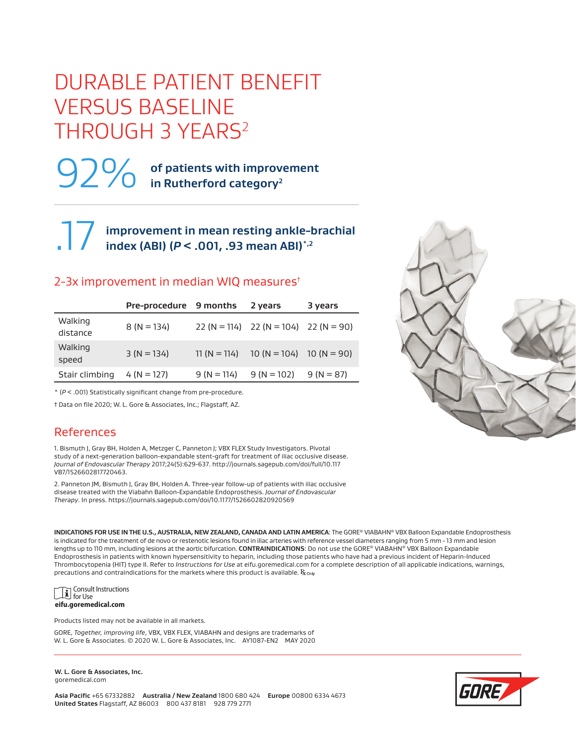# DURABLE PATIENT BENEFIT VERSUS BASELINE THROUGH 3 YEARS[2]

**92%** **of patients with improvement in Rutherford category[2]**

**.17** **improvement in mean resting ankle-brachial index (ABI) ($P < .001$, .93 mean ABI)[*,2]**

## 2-3x improvement in median WIQ measures[†]

| | Pre-procedure | 9 months | 2 years | 3 years |
|---|---|---|---|---|
| Walking distance | 8 (N = 134) | 22 (N = 114) | 22 (N = 104) | 22 (N = 90) |
| Walking speed | 3 (N = 134) | 11 (N = 114) | 10 (N = 104) | 10 (N = 90) |
| Stair climbing | 4 (N = 127) | 9 (N = 114) | 9 (N = 102) | 9 (N = 87) |

* ($P < .001$) Statistically significant change from pre-procedure.

† Data on file 2020; W. L. Gore & Associates, Inc.; Flagstaff, AZ.

## References

1. Bismuth J, Gray BH, Holden A, Metzger C, Panneton J; VBX FLEX Study Investigators. Pivotal study of a next-generation balloon-expandable stent-graft for treatment of iliac occlusive disease. *Journal of Endovascular Therapy* 2017;24(5):629-637. http://journals.sagepub.com/doi/full/10.1177/1526602817720463.

2. Panneton JM, Bismuth J, Gray BH, Holden A. Three-year follow-up of patients with iliac occlusive disease treated with the Viabahn Balloon-Expandable Endoprosthesis. *Journal of Endovascular Therapy*. In press. https://journals.sagepub.com/doi/10.1177/1526602820920569

**INDICATIONS FOR USE IN THE U.S., AUSTRALIA, NEW ZEALAND, CANADA AND LATIN AMERICA**: The GORE® VIABAHN® VBX Balloon Expandable Endoprosthesis is indicated for the treatment of de novo or restenotic lesions found in iliac arteries with reference vessel diameters ranging from 5 mm – 13 mm and lesion lengths up to 110 mm, including lesions at the aortic bifurcation. **CONTRAINDICATIONS**: Do not use the GORE® VIABAHN® VBX Balloon Expandable Endoprosthesis in patients with known hypersensitivity to heparin, including those patients who have had a previous incident of Heparin-Induced Thrombocytopenia (HIT) type II. Refer to *Instructions for Use* at eifu.goremedical.com for a complete description of all applicable indications, warnings, precautions and contraindications for the markets where this product is available. ℞ Only

Consult Instructions for Use
**eifu.goremedical.com**

Products listed may not be available in all markets.

GORE, *Together, improving life*, VBX, VBX FLEX, VIABAHN and designs are trademarks of W. L. Gore & Associates. © 2020 W. L. Gore & Associates, Inc. AY1087-EN2 MAY 2020

**W. L. Gore & Associates, Inc.**
goremedical.com

**Asia Pacific** +65 67332882 **Australia / New Zealand** 1800 680 424 **Europe** 00800 6334 4673
**United States** Flagstaff, AZ 86003 800 437 8181 928 779 2771

GORE